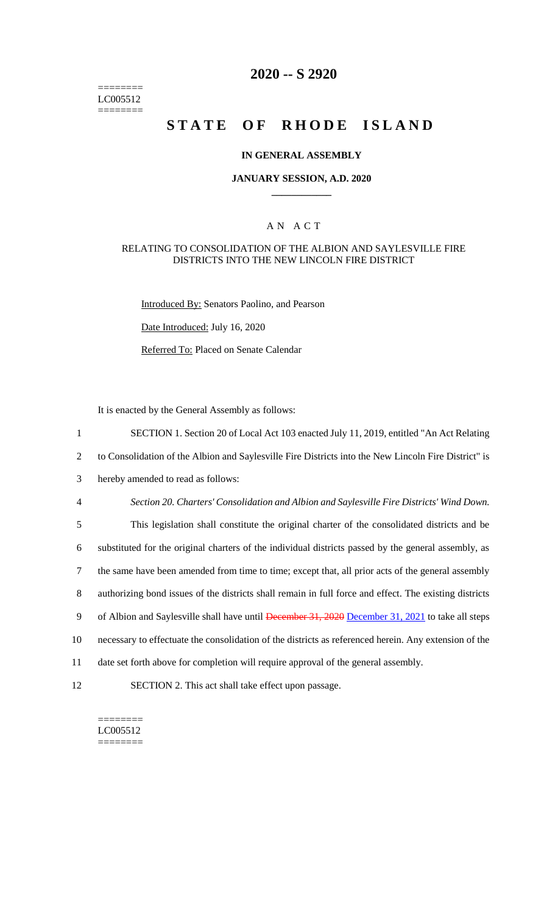========
LC005512
========

# 2020 -- S 2920

# STATE OF RHODE ISLAND

## IN GENERAL ASSEMBLY

### JANUARY SESSION, A.D. 2020

---

## AN ACT

RELATING TO CONSOLIDATION OF THE ALBION AND SAYLESVILLE FIRE DISTRICTS INTO THE NEW LINCOLN FIRE DISTRICT

Introduced By: Senators Paolino, and Pearson

Date Introduced: July 16, 2020

Referred To: Placed on Senate Calendar

It is enacted by the General Assembly as follows:

1 SECTION 1. Section 20 of Local Act 103 enacted July 11, 2019, entitled "An Act Relating
2 to Consolidation of the Albion and Saylesville Fire Districts into the New Lincoln Fire District" is
3 hereby amended to read as follows:

4 *Section 20. Charters' Consolidation and Albion and Saylesville Fire Districts' Wind Down.*

5 This legislation shall constitute the original charter of the consolidated districts and be
6 substituted for the original charters of the individual districts passed by the general assembly, as
7 the same have been amended from time to time; except that, all prior acts of the general assembly
8 authorizing bond issues of the districts shall remain in full force and effect. The existing districts
9 of Albion and Saylesville shall have until ~~December 31, 2020~~ December 31, 2021 to take all steps
10 necessary to effectuate the consolidation of the districts as referenced herein. Any extension of the
11 date set forth above for completion will require approval of the general assembly.

12 SECTION 2. This act shall take effect upon passage.

========
LC005512
========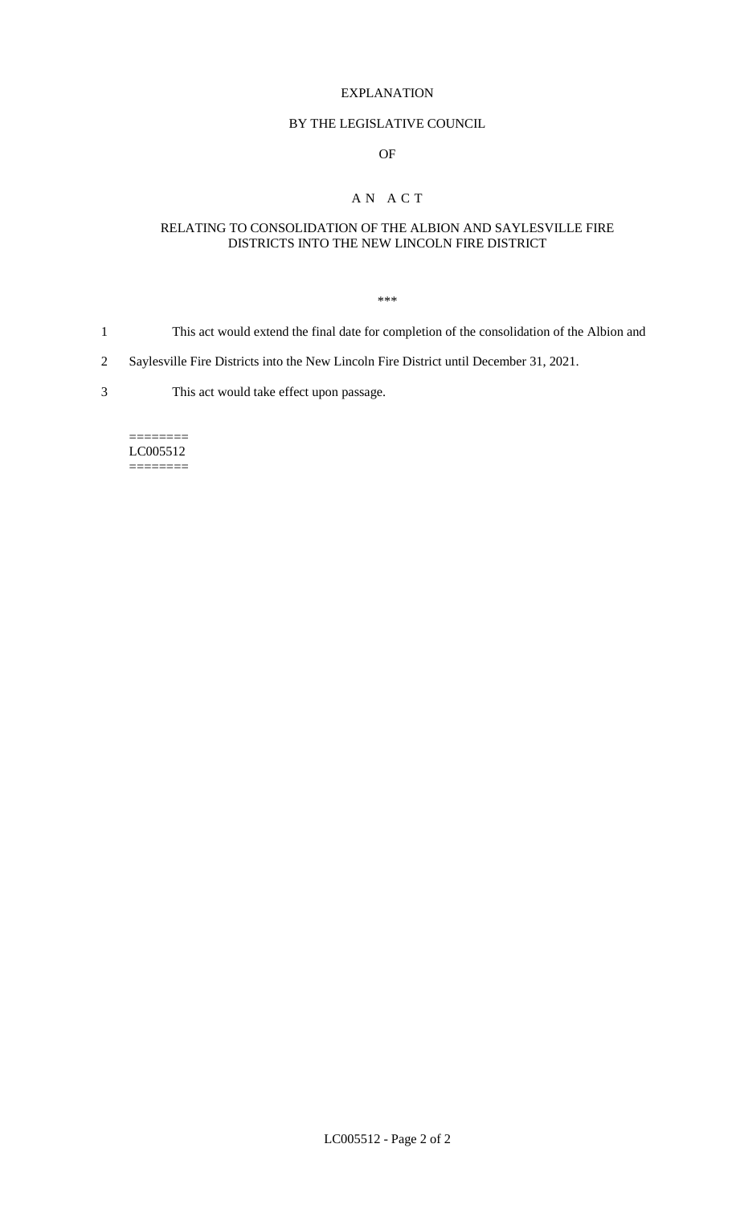EXPLANATION

BY THE LEGISLATIVE COUNCIL

OF

# A N A C T

RELATING TO CONSOLIDATION OF THE ALBION AND SAYLESVILLE FIRE DISTRICTS INTO THE NEW LINCOLN FIRE DISTRICT

\*\*\*

1 This act would extend the final date for completion of the consolidation of the Albion and

2 Saylesville Fire Districts into the New Lincoln Fire District until December 31, 2021.

3 This act would take effect upon passage.

========
LC005512
========